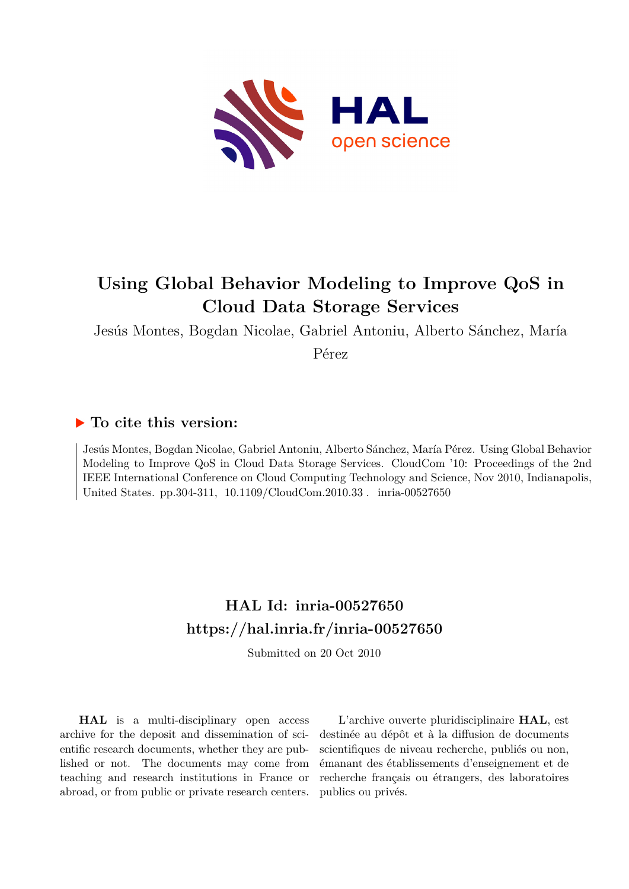# Using Global Behavior Modeling to Improve QoS in Cloud Data Storage Services

Jesús Montes, Bogdan Nicolae, Gabriel Antoniu, Alberto Sánchez, María Pérez

## ▶ To cite this version:

Jesús Montes, Bogdan Nicolae, Gabriel Antoniu, Alberto Sánchez, María Pérez. Using Global Behavior Modeling to Improve QoS in Cloud Data Storage Services. CloudCom '10: Proceedings of the 2nd IEEE International Conference on Cloud Computing Technology and Science, Nov 2010, Indianapolis, United States. pp.304-311, 10.1109/CloudCom.2010.33 . inria-00527650

**HAL Id: inria-00527650**
**https://hal.inria.fr/inria-00527650**

Submitted on 20 Oct 2010

**HAL** is a multi-disciplinary open access archive for the deposit and dissemination of scientific research documents, whether they are published or not. The documents may come from teaching and research institutions in France or abroad, or from public or private research centers.

L'archive ouverte pluridisciplinaire **HAL**, est destinée au dépôt et à la diffusion de documents scientifiques de niveau recherche, publiés ou non, émanant des établissements d'enseignement et de recherche français ou étrangers, des laboratoires publics ou privés.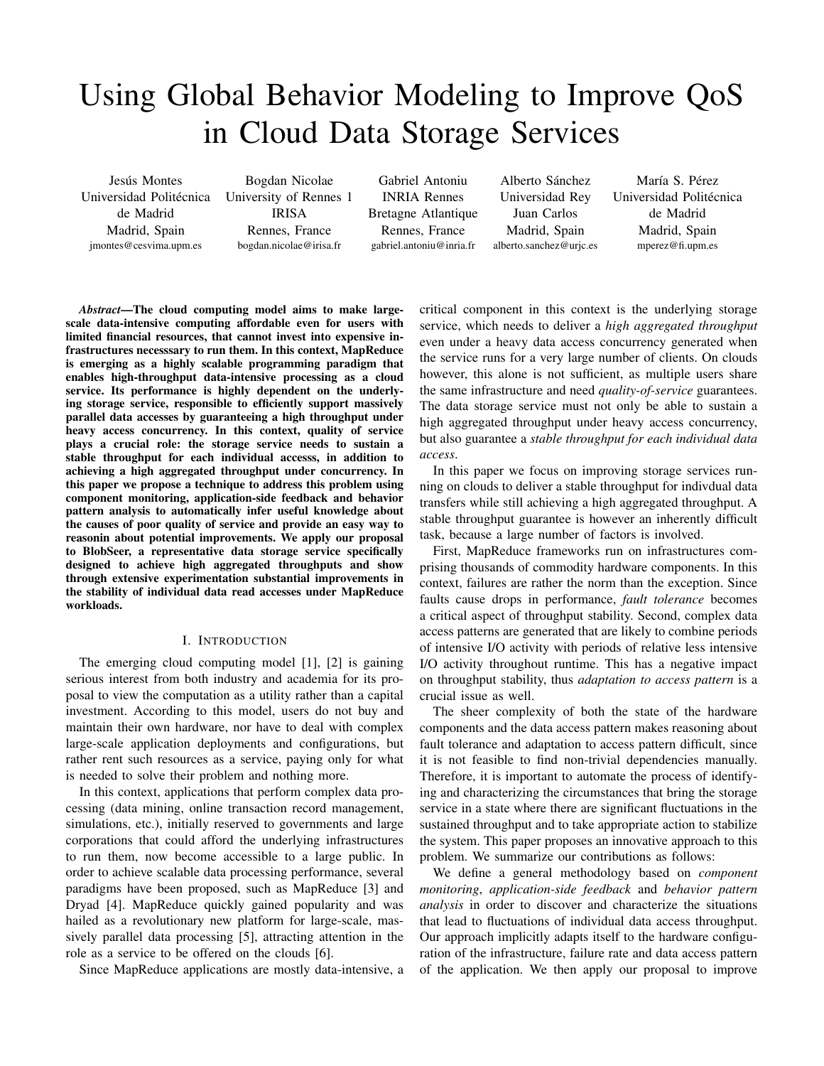# Using Global Behavior Modeling to Improve QoS in Cloud Data Storage Services

Jesús Montes
Universidad Politécnica de Madrid
Madrid, Spain
jmontes@cesvima.upm.es

Bogdan Nicolae
University of Rennes 1
IRISA
Rennes, France
bogdan.nicolae@irisa.fr

Gabriel Antoniu
INRIA Rennes
Bretagne Atlantique
Rennes, France
gabriel.antoniu@inria.fr

Alberto Sánchez
Universidad Rey Juan Carlos
Madrid, Spain
alberto.sanchez@urjc.es

María S. Pérez
Universidad Politécnica de Madrid
Madrid, Spain
mperez@fi.upm.es

***Abstract*—The cloud computing model aims to make large-scale data-intensive computing affordable even for users with limited financial resources, that cannot invest into expensive infrastructures necesssary to run them. In this context, MapReduce is emerging as a highly scalable programming paradigm that enables high-throughput data-intensive processing as a cloud service. Its performance is highly dependent on the underlying storage service, responsible to efficiently support massively parallel data accesses by guaranteeing a high throughput under heavy access concurrency. In this context, quality of service plays a crucial role: the storage service needs to sustain a stable throughput for each individual accesss, in addition to achieving a high aggregated throughput under concurrency. In this paper we propose a technique to address this problem using component monitoring, application-side feedback and behavior pattern analysis to automatically infer useful knowledge about the causes of poor quality of service and provide an easy way to reasonin about potential improvements. We apply our proposal to BlobSeer, a representative data storage service specifically designed to achieve high aggregated throughputs and show through extensive experimentation substantial improvements in the stability of individual data read accesses under MapReduce workloads.**

## I. Introduction

The emerging cloud computing model [1], [2] is gaining serious interest from both industry and academia for its proposal to view the computation as a utility rather than a capital investment. According to this model, users do not buy and maintain their own hardware, nor have to deal with complex large-scale application deployments and configurations, but rather rent such resources as a service, paying only for what is needed to solve their problem and nothing more.

In this context, applications that perform complex data processing (data mining, online transaction record management, simulations, etc.), initially reserved to governments and large corporations that could afford the underlying infrastructures to run them, now become accessible to a large public. In order to achieve scalable data processing performance, several paradigms have been proposed, such as MapReduce [3] and Dryad [4]. MapReduce quickly gained popularity and was hailed as a revolutionary new platform for large-scale, massively parallel data processing [5], attracting attention in the role as a service to be offered on the clouds [6].

Since MapReduce applications are mostly data-intensive, a critical component in this context is the underlying storage service, which needs to deliver a *high aggregated throughput* even under a heavy data access concurrency generated when the service runs for a very large number of clients. On clouds however, this alone is not sufficient, as multiple users share the same infrastructure and need *quality-of-service* guarantees. The data storage service must not only be able to sustain a high aggregated throughput under heavy access concurrency, but also guarantee a *stable throughput for each individual data access*.

In this paper we focus on improving storage services running on clouds to deliver a stable throughput for indivdual data transfers while still achieving a high aggregated throughput. A stable throughput guarantee is however an inherently difficult task, because a large number of factors is involved.

First, MapReduce frameworks run on infrastructures comprising thousands of commodity hardware components. In this context, failures are rather the norm than the exception. Since faults cause drops in performance, *fault tolerance* becomes a critical aspect of throughput stability. Second, complex data access patterns are generated that are likely to combine periods of intensive I/O activity with periods of relative less intensive I/O activity throughout runtime. This has a negative impact on throughput stability, thus *adaptation to access pattern* is a crucial issue as well.

The sheer complexity of both the state of the hardware components and the data access pattern makes reasoning about fault tolerance and adaptation to access pattern difficult, since it is not feasible to find non-trivial dependencies manually. Therefore, it is important to automate the process of identifying and characterizing the circumstances that bring the storage service in a state where there are significant fluctuations in the sustained throughput and to take appropriate action to stabilize the system. This paper proposes an innovative approach to this problem. We summarize our contributions as follows:

We define a general methodology based on *component monitoring*, *application-side feedback* and *behavior pattern analysis* in order to discover and characterize the situations that lead to fluctuations of individual data access throughput. Our approach implicitly adapts itself to the hardware configuration of the infrastructure, failure rate and data access pattern of the application. We then apply our proposal to improve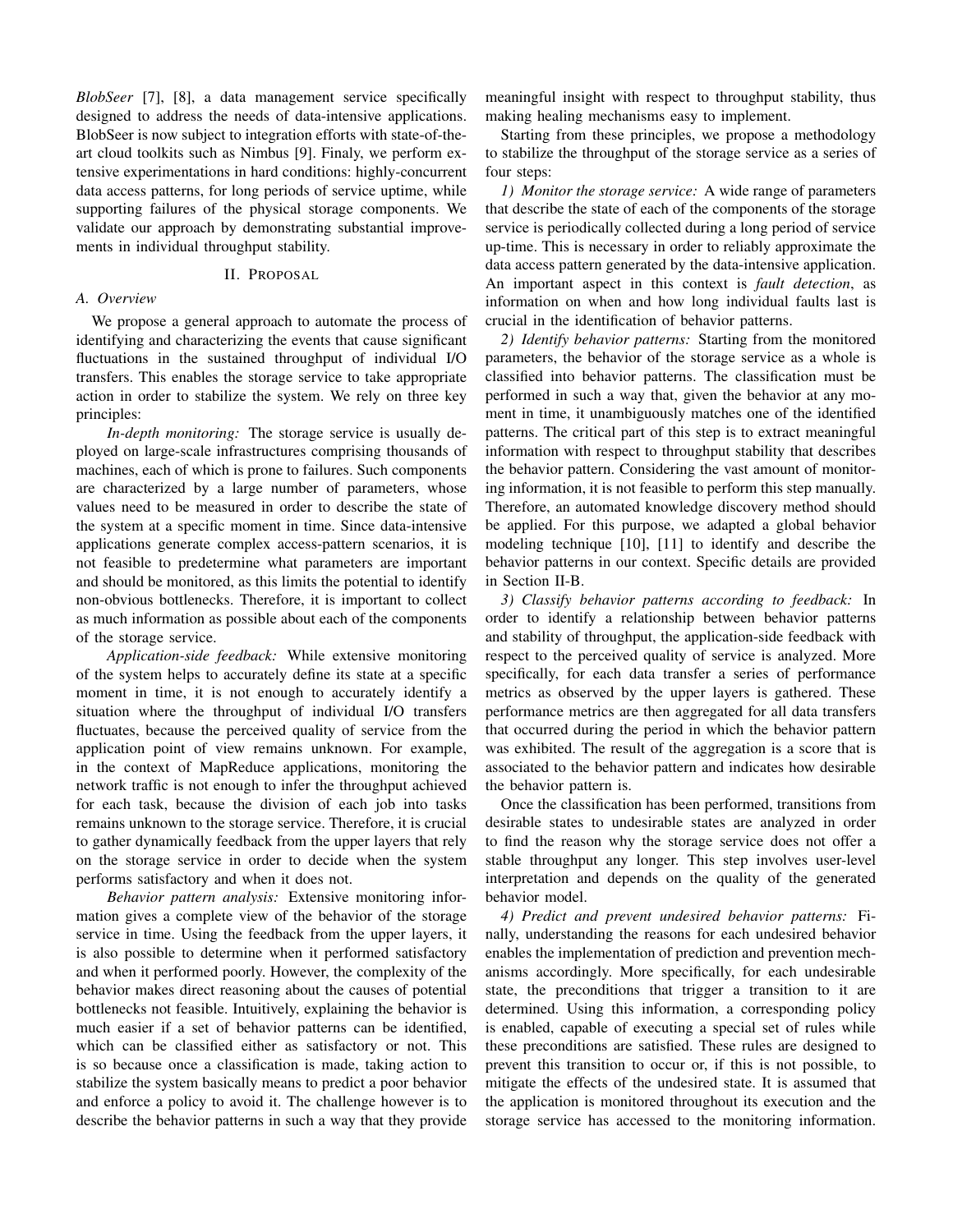*BlobSeer* [7], [8], a data management service specifically designed to address the needs of data-intensive applications. BlobSeer is now subject to integration efforts with state-of-the-art cloud toolkits such as Nimbus [9]. Finaly, we perform extensive experimentations in hard conditions: highly-concurrent data access patterns, for long periods of service uptime, while supporting failures of the physical storage components. We validate our approach by demonstrating substantial improvements in individual throughput stability.

## II. Proposal

### A. Overview

We propose a general approach to automate the process of identifying and characterizing the events that cause significant fluctuations in the sustained throughput of individual I/O transfers. This enables the storage service to take appropriate action in order to stabilize the system. We rely on three key principles:

*In-depth monitoring:* The storage service is usually deployed on large-scale infrastructures comprising thousands of machines, each of which is prone to failures. Such components are characterized by a large number of parameters, whose values need to be measured in order to describe the state of the system at a specific moment in time. Since data-intensive applications generate complex access-pattern scenarios, it is not feasible to predetermine what parameters are important and should be monitored, as this limits the potential to identify non-obvious bottlenecks. Therefore, it is important to collect as much information as possible about each of the components of the storage service.

*Application-side feedback:* While extensive monitoring of the system helps to accurately define its state at a specific moment in time, it is not enough to accurately identify a situation where the throughput of individual I/O transfers fluctuates, because the perceived quality of service from the application point of view remains unknown. For example, in the context of MapReduce applications, monitoring the network traffic is not enough to infer the throughput achieved for each task, because the division of each job into tasks remains unknown to the storage service. Therefore, it is crucial to gather dynamically feedback from the upper layers that rely on the storage service in order to decide when the system performs satisfactory and when it does not.

*Behavior pattern analysis:* Extensive monitoring information gives a complete view of the behavior of the storage service in time. Using the feedback from the upper layers, it is also possible to determine when it performed satisfactory and when it performed poorly. However, the complexity of the behavior makes direct reasoning about the causes of potential bottlenecks not feasible. Intuitively, explaining the behavior is much easier if a set of behavior patterns can be identified, which can be classified either as satisfactory or not. This is so because once a classification is made, taking action to stabilize the system basically means to predict a poor behavior and enforce a policy to avoid it. The challenge however is to describe the behavior patterns in such a way that they provide meaningful insight with respect to throughput stability, thus making healing mechanisms easy to implement.

Starting from these principles, we propose a methodology to stabilize the throughput of the storage service as a series of four steps:

*1) Monitor the storage service:* A wide range of parameters that describe the state of each of the components of the storage service is periodically collected during a long period of service up-time. This is necessary in order to reliably approximate the data access pattern generated by the data-intensive application. An important aspect in this context is *fault detection*, as information on when and how long individual faults last is crucial in the identification of behavior patterns.

*2) Identify behavior patterns:* Starting from the monitored parameters, the behavior of the storage service as a whole is classified into behavior patterns. The classification must be performed in such a way that, given the behavior at any moment in time, it unambiguously matches one of the identified patterns. The critical part of this step is to extract meaningful information with respect to throughput stability that describes the behavior pattern. Considering the vast amount of monitoring information, it is not feasible to perform this step manually. Therefore, an automated knowledge discovery method should be applied. For this purpose, we adapted a global behavior modeling technique [10], [11] to identify and describe the behavior patterns in our context. Specific details are provided in Section II-B.

*3) Classify behavior patterns according to feedback:* In order to identify a relationship between behavior patterns and stability of throughput, the application-side feedback with respect to the perceived quality of service is analyzed. More specifically, for each data transfer a series of performance metrics as observed by the upper layers is gathered. These performance metrics are then aggregated for all data transfers that occurred during the period in which the behavior pattern was exhibited. The result of the aggregation is a score that is associated to the behavior pattern and indicates how desirable the behavior pattern is.

Once the classification has been performed, transitions from desirable states to undesirable states are analyzed in order to find the reason why the storage service does not offer a stable throughput any longer. This step involves user-level interpretation and depends on the quality of the generated behavior model.

*4) Predict and prevent undesired behavior patterns:* Finally, understanding the reasons for each undesired behavior enables the implementation of prediction and prevention mechanisms accordingly. More specifically, for each undesirable state, the preconditions that trigger a transition to it are determined. Using this information, a corresponding policy is enabled, capable of executing a special set of rules while these preconditions are satisfied. These rules are designed to prevent this transition to occur or, if this is not possible, to mitigate the effects of the undesired state. It is assumed that the application is monitored throughout its execution and the storage service has accessed to the monitoring information.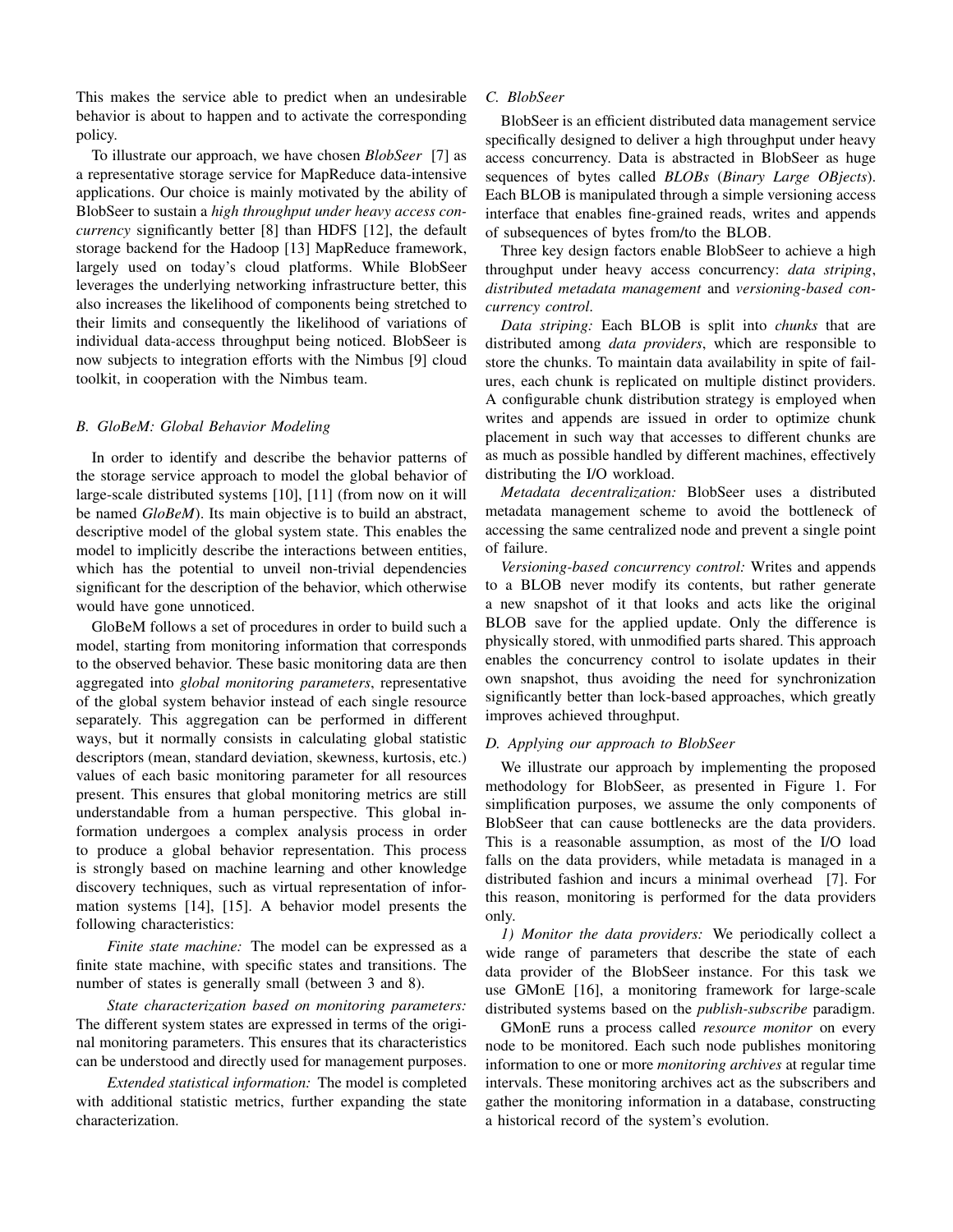This makes the service able to predict when an undesirable behavior is about to happen and to activate the corresponding policy.

To illustrate our approach, we have chosen *BlobSeer* [7] as a representative storage service for MapReduce data-intensive applications. Our choice is mainly motivated by the ability of BlobSeer to sustain a *high throughput under heavy access concurrency* significantly better [8] than HDFS [12], the default storage backend for the Hadoop [13] MapReduce framework, largely used on today's cloud platforms. While BlobSeer leverages the underlying networking infrastructure better, this also increases the likelihood of components being stretched to their limits and consequently the likelihood of variations of individual data-access throughput being noticed. BlobSeer is now subjects to integration efforts with the Nimbus [9] cloud toolkit, in cooperation with the Nimbus team.

### B. GloBeM: Global Behavior Modeling

In order to identify and describe the behavior patterns of the storage service approach to model the global behavior of large-scale distributed systems [10], [11] (from now on it will be named *GloBeM*). Its main objective is to build an abstract, descriptive model of the global system state. This enables the model to implicitly describe the interactions between entities, which has the potential to unveil non-trivial dependencies significant for the description of the behavior, which otherwise would have gone unnoticed.

GloBeM follows a set of procedures in order to build such a model, starting from monitoring information that corresponds to the observed behavior. These basic monitoring data are then aggregated into *global monitoring parameters*, representative of the global system behavior instead of each single resource separately. This aggregation can be performed in different ways, but it normally consists in calculating global statistic descriptors (mean, standard deviation, skewness, kurtosis, etc.) values of each basic monitoring parameter for all resources present. This ensures that global monitoring metrics are still understandable from a human perspective. This global information undergoes a complex analysis process in order to produce a global behavior representation. This process is strongly based on machine learning and other knowledge discovery techniques, such as virtual representation of information systems [14], [15]. A behavior model presents the following characteristics:

*Finite state machine:* The model can be expressed as a finite state machine, with specific states and transitions. The number of states is generally small (between 3 and 8).

*State characterization based on monitoring parameters:* The different system states are expressed in terms of the original monitoring parameters. This ensures that its characteristics can be understood and directly used for management purposes.

*Extended statistical information:* The model is completed with additional statistic metrics, further expanding the state characterization.

### C. BlobSeer

BlobSeer is an efficient distributed data management service specifically designed to deliver a high throughput under heavy access concurrency. Data is abstracted in BlobSeer as huge sequences of bytes called *BLOBs* (*Binary Large OBjects*). Each BLOB is manipulated through a simple versioning access interface that enables fine-grained reads, writes and appends of subsequences of bytes from/to the BLOB.

Three key design factors enable BlobSeer to achieve a high throughput under heavy access concurrency: *data striping*, *distributed metadata management* and *versioning-based concurrency control*.

*Data striping:* Each BLOB is split into *chunks* that are distributed among *data providers*, which are responsible to store the chunks. To maintain data availability in spite of failures, each chunk is replicated on multiple distinct providers. A configurable chunk distribution strategy is employed when writes and appends are issued in order to optimize chunk placement in such way that accesses to different chunks are as much as possible handled by different machines, effectively distributing the I/O workload.

*Metadata decentralization:* BlobSeer uses a distributed metadata management scheme to avoid the bottleneck of accessing the same centralized node and prevent a single point of failure.

*Versioning-based concurrency control:* Writes and appends to a BLOB never modify its contents, but rather generate a new snapshot of it that looks and acts like the original BLOB save for the applied update. Only the difference is physically stored, with unmodified parts shared. This approach enables the concurrency control to isolate updates in their own snapshot, thus avoiding the need for synchronization significantly better than lock-based approaches, which greatly improves achieved throughput.

### D. Applying our approach to BlobSeer

We illustrate our approach by implementing the proposed methodology for BlobSeer, as presented in Figure 1. For simplification purposes, we assume the only components of BlobSeer that can cause bottlenecks are the data providers. This is a reasonable assumption, as most of the I/O load falls on the data providers, while metadata is managed in a distributed fashion and incurs a minimal overhead [7]. For this reason, monitoring is performed for the data providers only.

*1) Monitor the data providers:* We periodically collect a wide range of parameters that describe the state of each data provider of the BlobSeer instance. For this task we use GMonE [16], a monitoring framework for large-scale distributed systems based on the *publish-subscribe* paradigm.

GMonE runs a process called *resource monitor* on every node to be monitored. Each such node publishes monitoring information to one or more *monitoring archives* at regular time intervals. These monitoring archives act as the subscribers and gather the monitoring information in a database, constructing a historical record of the system's evolution.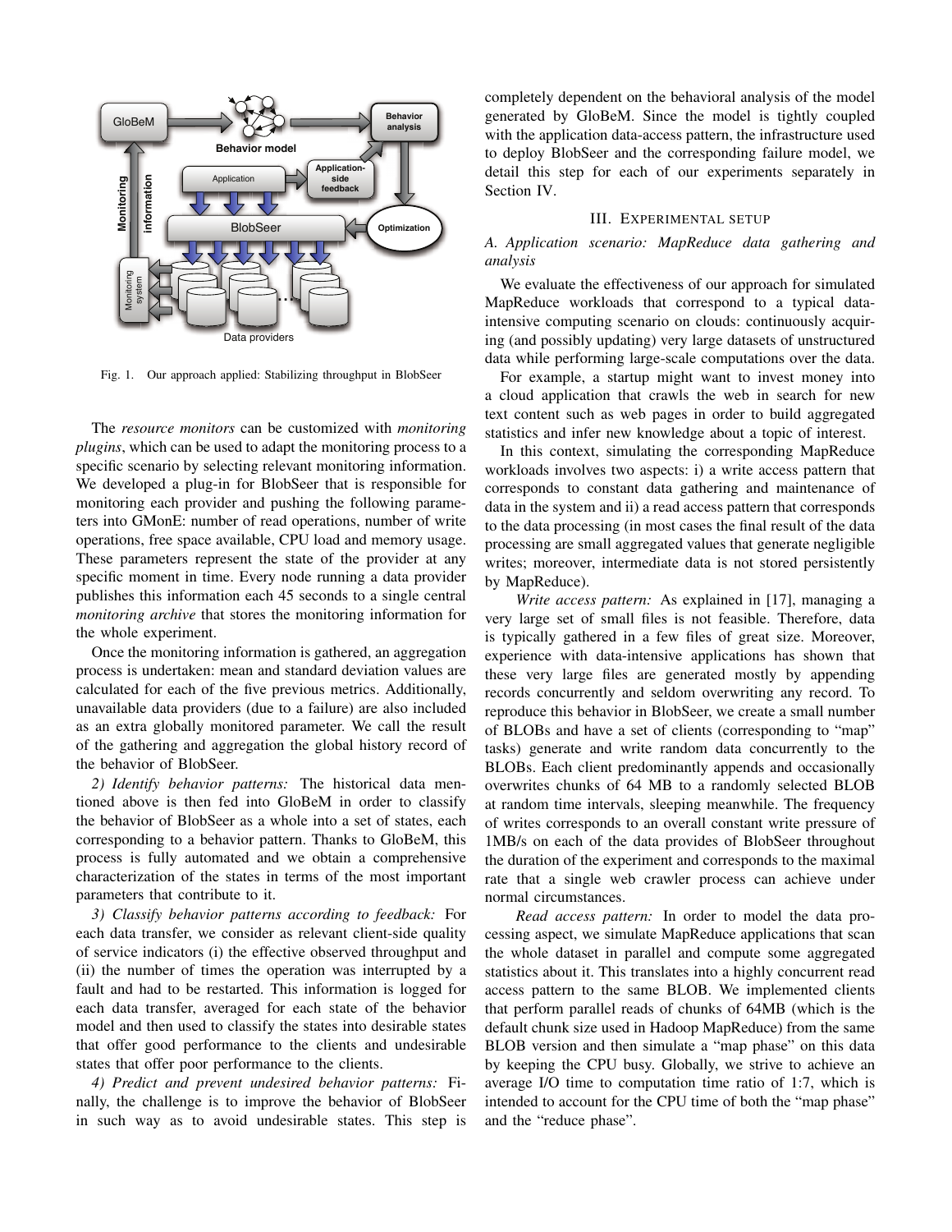Fig. 1. Our approach applied: Stabilizing throughput in BlobSeer

The *resource monitors* can be customized with *monitoring plugins*, which can be used to adapt the monitoring process to a specific scenario by selecting relevant monitoring information. We developed a plug-in for BlobSeer that is responsible for monitoring each provider and pushing the following parameters into GMonE: number of read operations, number of write operations, free space available, CPU load and memory usage. These parameters represent the state of the provider at any specific moment in time. Every node running a data provider publishes this information each 45 seconds to a single central *monitoring archive* that stores the monitoring information for the whole experiment.

Once the monitoring information is gathered, an aggregation process is undertaken: mean and standard deviation values are calculated for each of the five previous metrics. Additionally, unavailable data providers (due to a failure) are also included as an extra globally monitored parameter. We call the result of the gathering and aggregation the global history record of the behavior of BlobSeer.

*2) Identify behavior patterns:* The historical data mentioned above is then fed into GloBeM in order to classify the behavior of BlobSeer as a whole into a set of states, each corresponding to a behavior pattern. Thanks to GloBeM, this process is fully automated and we obtain a comprehensive characterization of the states in terms of the most important parameters that contribute to it.

*3) Classify behavior patterns according to feedback:* For each data transfer, we consider as relevant client-side quality of service indicators (i) the effective observed throughput and (ii) the number of times the operation was interrupted by a fault and had to be restarted. This information is logged for each data transfer, averaged for each state of the behavior model and then used to classify the states into desirable states that offer good performance to the clients and undesirable states that offer poor performance to the clients.

*4) Predict and prevent undesired behavior patterns:* Finally, the challenge is to improve the behavior of BlobSeer in such way as to avoid undesirable states. This step is completely dependent on the behavioral analysis of the model generated by GloBeM. Since the model is tightly coupled with the application data-access pattern, the infrastructure used to deploy BlobSeer and the corresponding failure model, we detail this step for each of our experiments separately in Section IV.

## III. Experimental setup

### A. Application scenario: MapReduce data gathering and analysis

We evaluate the effectiveness of our approach for simulated MapReduce workloads that correspond to a typical data-intensive computing scenario on clouds: continuously acquiring (and possibly updating) very large datasets of unstructured data while performing large-scale computations over the data.

For example, a startup might want to invest money into a cloud application that crawls the web in search for new text content such as web pages in order to build aggregated statistics and infer new knowledge about a topic of interest.

In this context, simulating the corresponding MapReduce workloads involves two aspects: i) a write access pattern that corresponds to constant data gathering and maintenance of data in the system and ii) a read access pattern that corresponds to the data processing (in most cases the final result of the data processing are small aggregated values that generate negligible writes; moreover, intermediate data is not stored persistently by MapReduce).

*Write access pattern:* As explained in [17], managing a very large set of small files is not feasible. Therefore, data is typically gathered in a few files of great size. Moreover, experience with data-intensive applications has shown that these very large files are generated mostly by appending records concurrently and seldom overwriting any record. To reproduce this behavior in BlobSeer, we create a small number of BLOBs and have a set of clients (corresponding to "map" tasks) generate and write random data concurrently to the BLOBs. Each client predominantly appends and occasionally overwrites chunks of 64 MB to a randomly selected BLOB at random time intervals, sleeping meanwhile. The frequency of writes corresponds to an overall constant write pressure of 1MB/s on each of the data provides of BlobSeer throughout the duration of the experiment and corresponds to the maximal rate that a single web crawler process can achieve under normal circumstances.

*Read access pattern:* In order to model the data processing aspect, we simulate MapReduce applications that scan the whole dataset in parallel and compute some aggregated statistics about it. This translates into a highly concurrent read access pattern to the same BLOB. We implemented clients that perform parallel reads of chunks of 64MB (which is the default chunk size used in Hadoop MapReduce) from the same BLOB version and then simulate a "map phase" on this data by keeping the CPU busy. Globally, we strive to achieve an average I/O time to computation time ratio of 1:7, which is intended to account for the CPU time of both the "map phase" and the "reduce phase".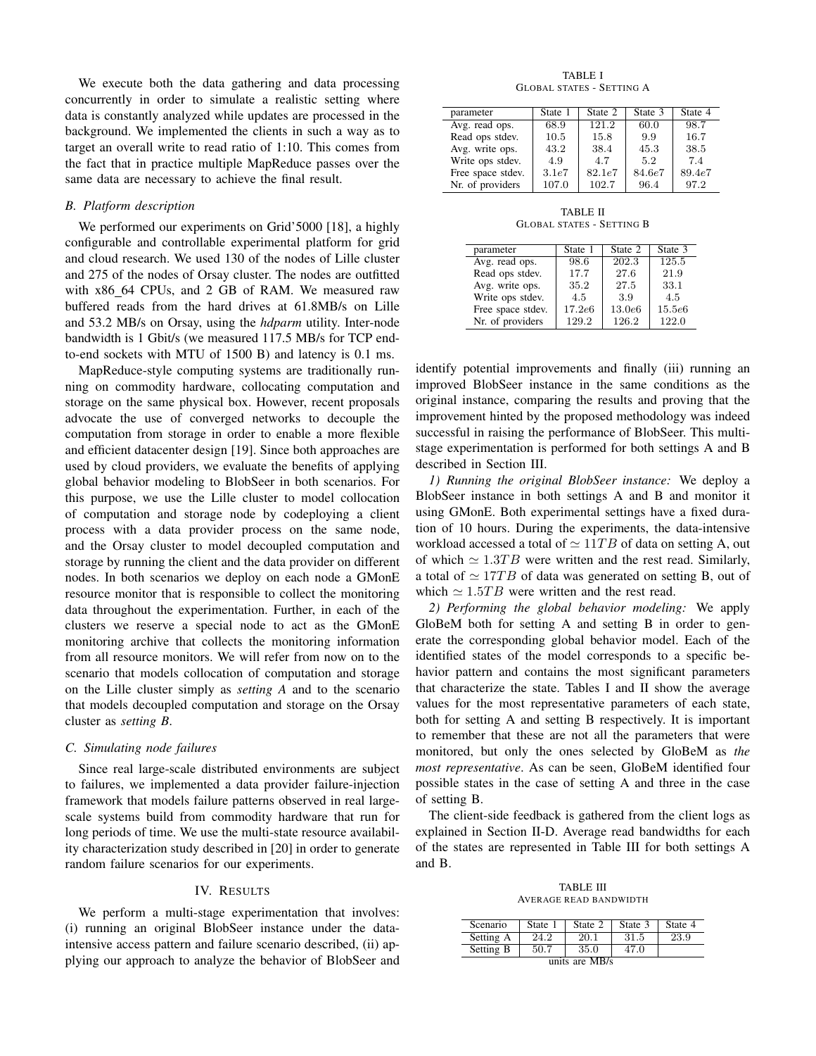We execute both the data gathering and data processing concurrently in order to simulate a realistic setting where data is constantly analyzed while updates are processed in the background. We implemented the clients in such a way as to target an overall write to read ratio of 1:10. This comes from the fact that in practice multiple MapReduce passes over the same data are necessary to achieve the final result.

### B. Platform description

We performed our experiments on Grid'5000 [18], a highly configurable and controllable experimental platform for grid and cloud research. We used 130 of the nodes of Lille cluster and 275 of the nodes of Orsay cluster. The nodes are outfitted with x86_64 CPUs, and 2 GB of RAM. We measured raw buffered reads from the hard drives at 61.8MB/s on Lille and 53.2 MB/s on Orsay, using the *hdparm* utility. Inter-node bandwidth is 1 Gbit/s (we measured 117.5 MB/s for TCP end-to-end sockets with MTU of 1500 B) and latency is 0.1 ms.

MapReduce-style computing systems are traditionally running on commodity hardware, collocating computation and storage on the same physical box. However, recent proposals advocate the use of converged networks to decouple the computation from storage in order to enable a more flexible and efficient datacenter design [19]. Since both approaches are used by cloud providers, we evaluate the benefits of applying global behavior modeling to BlobSeer in both scenarios. For this purpose, we use the Lille cluster to model collocation of computation and storage node by codeploying a client process with a data provider process on the same node, and the Orsay cluster to model decoupled computation and storage by running the client and the data provider on different nodes. In both scenarios we deploy on each node a GMonE resource monitor that is responsible to collect the monitoring data throughout the experimentation. Further, in each of the clusters we reserve a special node to act as the GMonE monitoring archive that collects the monitoring information from all resource monitors. We will refer from now on to the scenario that models collocation of computation and storage on the Lille cluster simply as *setting A* and to the scenario that models decoupled computation and storage on the Orsay cluster as *setting B*.

### C. Simulating node failures

Since real large-scale distributed environments are subject to failures, we implemented a data provider failure-injection framework that models failure patterns observed in real large-scale systems build from commodity hardware that run for long periods of time. We use the multi-state resource availability characterization study described in [20] in order to generate random failure scenarios for our experiments.

## IV. Results

We perform a multi-stage experimentation that involves: (i) running an original BlobSeer instance under the data-intensive access pattern and failure scenario described, (ii) applying our approach to analyze the behavior of BlobSeer and identify potential improvements and finally (iii) running an improved BlobSeer instance in the same conditions as the original instance, comparing the results and proving that the improvement hinted by the proposed methodology was indeed successful in raising the performance of BlobSeer. This multi-stage experimentation is performed for both settings A and B described in Section III.

TABLE I
Global states - Setting A

| parameter | State 1 | State 2 | State 3 | State 4 |
|---|---|---|---|---|
| Avg. read ops. | 68.9 | 121.2 | 60.0 | 98.7 |
| Read ops stdev. | 10.5 | 15.8 | 9.9 | 16.7 |
| Avg. write ops. | 43.2 | 38.4 | 45.3 | 38.5 |
| Write ops stdev. | 4.9 | 4.7 | 5.2 | 7.4 |
| Free space stdev. | $3.1e7$ | $82.1e7$ | $84.6e7$ | $89.4e7$ |
| Nr. of providers | 107.0 | 102.7 | 96.4 | 97.2 |

TABLE II
Global states - Setting B

| parameter | State 1 | State 2 | State 3 |
|---|---|---|---|
| Avg. read ops. | 98.6 | 202.3 | 125.5 |
| Read ops stdev. | 17.7 | 27.6 | 21.9 |
| Avg. write ops. | 35.2 | 27.5 | 33.1 |
| Write ops stdev. | 4.5 | 3.9 | 4.5 |
| Free space stdev. | $17.2e6$ | $13.0e6$ | $15.5e6$ |
| Nr. of providers | 129.2 | 126.2 | 122.0 |

*1) Running the original BlobSeer instance:* We deploy a BlobSeer instance in both settings A and B and monitor it using GMonE. Both experimental settings have a fixed duration of 10 hours. During the experiments, the data-intensive workload accessed a total of $\simeq 11TB$ of data on setting A, out of which $\simeq 1.3TB$ were written and the rest read. Similarly, a total of $\simeq 17TB$ of data was generated on setting B, out of which $\simeq 1.5TB$ were written and the rest read.

*2) Performing the global behavior modeling:* We apply GloBeM both for setting A and setting B in order to generate the corresponding global behavior model. Each of the identified states of the model corresponds to a specific behavior pattern and contains the most significant parameters that characterize the state. Tables I and II show the average values for the most representative parameters of each state, both for setting A and setting B respectively. It is important to remember that these are not all the parameters that were monitored, but only the ones selected by GloBeM as *the most representative*. As can be seen, GloBeM identified four possible states in the case of setting A and three in the case of setting B.

The client-side feedback is gathered from the client logs as explained in Section II-D. Average read bandwidths for each of the states are represented in Table III for both settings A and B.

TABLE III
Average read bandwidth

| Scenario | State 1 | State 2 | State 3 | State 4 |
|---|---|---|---|---|
| Setting A | 24.2 | 20.1 | 31.5 | 23.9 |
| Setting B | 50.7 | 35.0 | 47.0 | |

units are MB/s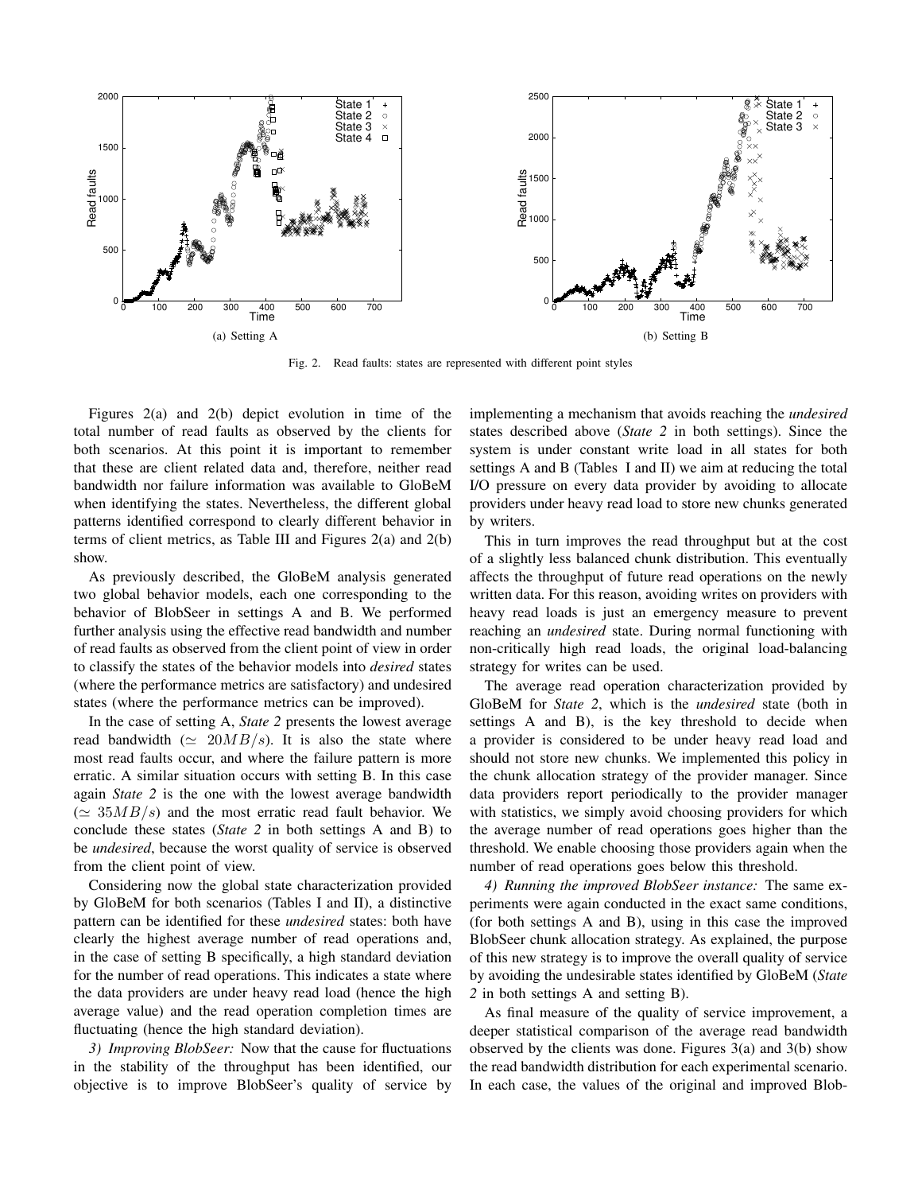(a) Setting A

(b) Setting B

Fig. 2. Read faults: states are represented with different point styles

Figures 2(a) and 2(b) depict evolution in time of the total number of read faults as observed by the clients for both scenarios. At this point it is important to remember that these are client related data and, therefore, neither read bandwidth nor failure information was available to GloBeM when identifying the states. Nevertheless, the different global patterns identified correspond to clearly different behavior in terms of client metrics, as Table III and Figures 2(a) and 2(b) show.

As previously described, the GloBeM analysis generated two global behavior models, each one corresponding to the behavior of BlobSeer in settings A and B. We performed further analysis using the effective read bandwidth and number of read faults as observed from the client point of view in order to classify the states of the behavior models into *desired* states (where the performance metrics are satisfactory) and undesired states (where the performance metrics can be improved).

In the case of setting A, *State 2* presents the lowest average read bandwidth ($\simeq 20MB/s$). It is also the state where most read faults occur, and where the failure pattern is more erratic. A similar situation occurs with setting B. In this case again *State 2* is the one with the lowest average bandwidth ($\simeq 35MB/s$) and the most erratic read fault behavior. We conclude these states (*State 2* in both settings A and B) to be *undesired*, because the worst quality of service is observed from the client point of view.

Considering now the global state characterization provided by GloBeM for both scenarios (Tables I and II), a distinctive pattern can be identified for these *undesired* states: both have clearly the highest average number of read operations and, in the case of setting B specifically, a high standard deviation for the number of read operations. This indicates a state where the data providers are under heavy read load (hence the high average value) and the read operation completion times are fluctuating (hence the high standard deviation).

*3) Improving BlobSeer:* Now that the cause for fluctuations in the stability of the throughput has been identified, our objective is to improve BlobSeer's quality of service by implementing a mechanism that avoids reaching the *undesired* states described above (*State 2* in both settings). Since the system is under constant write load in all states for both settings A and B (Tables I and II) we aim at reducing the total I/O pressure on every data provider by avoiding to allocate providers under heavy read load to store new chunks generated by writers.

This in turn improves the read throughput but at the cost of a slightly less balanced chunk distribution. This eventually affects the throughput of future read operations on the newly written data. For this reason, avoiding writes on providers with heavy read loads is just an emergency measure to prevent reaching an *undesired* state. During normal functioning with non-critically high read loads, the original load-balancing strategy for writes can be used.

The average read operation characterization provided by GloBeM for *State 2*, which is the *undesired* state (both in settings A and B), is the key threshold to decide when a provider is considered to be under heavy read load and should not store new chunks. We implemented this policy in the chunk allocation strategy of the provider manager. Since data providers report periodically to the provider manager with statistics, we simply avoid choosing providers for which the average number of read operations goes higher than the threshold. We enable choosing those providers again when the number of read operations goes below this threshold.

*4) Running the improved BlobSeer instance:* The same experiments were again conducted in the exact same conditions, (for both settings A and B), using in this case the improved BlobSeer chunk allocation strategy. As explained, the purpose of this new strategy is to improve the overall quality of service by avoiding the undesirable states identified by GloBeM (*State 2* in both settings A and setting B).

As final measure of the quality of service improvement, a deeper statistical comparison of the average read bandwidth observed by the clients was done. Figures 3(a) and 3(b) show the read bandwidth distribution for each experimental scenario. In each case, the values of the original and improved Blob-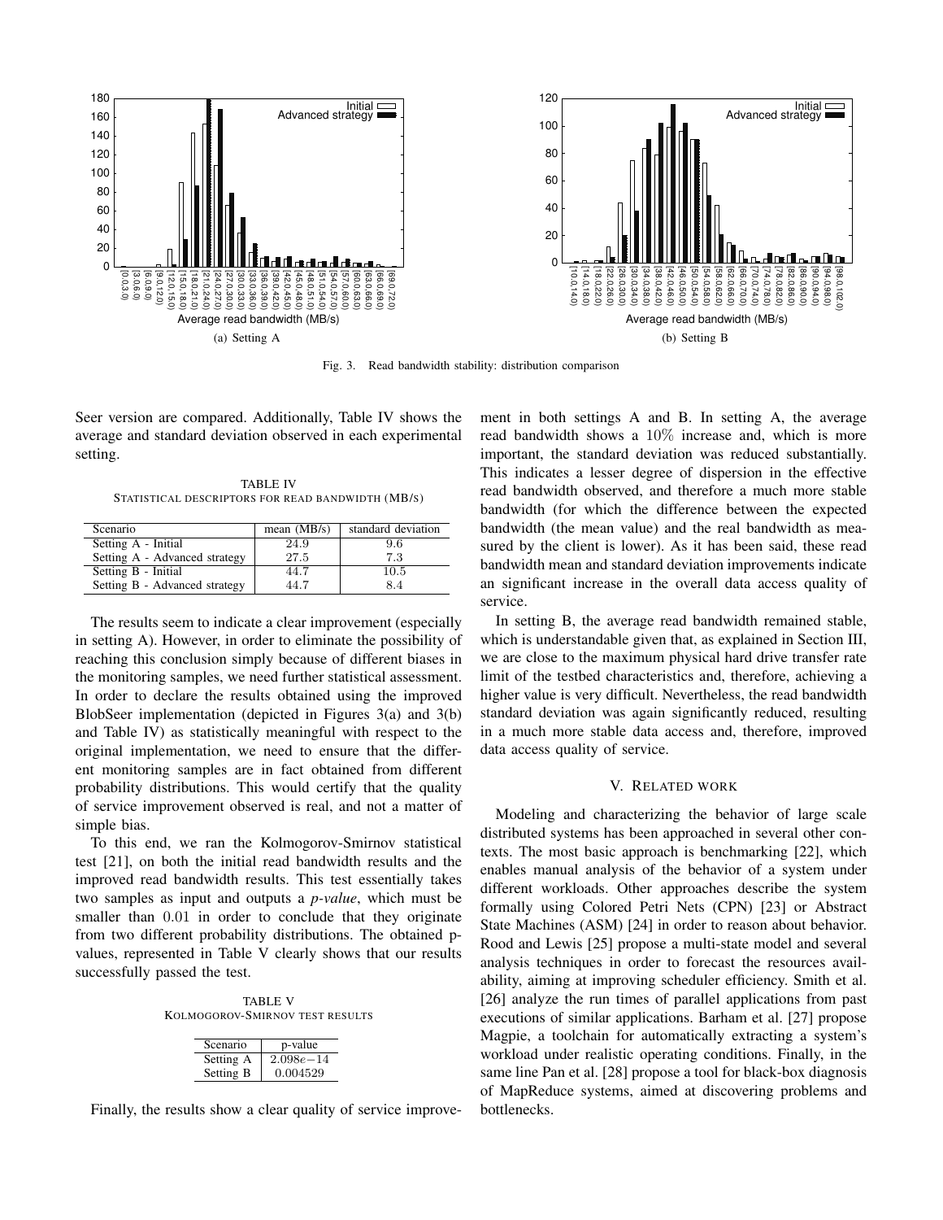(a) Setting A

(b) Setting B

Fig. 3. Read bandwidth stability: distribution comparison

Seer version are compared. Additionally, Table IV shows the average and standard deviation observed in each experimental setting.

TABLE IV
STATISTICAL DESCRIPTORS FOR READ BANDWIDTH (MB/S)

| Scenario | mean (MB/s) | standard deviation |
|---|---|---|
| Setting A - Initial | 24.9 | 9.6 |
| Setting A - Advanced strategy | 27.5 | 7.3 |
| Setting B - Initial | 44.7 | 10.5 |
| Setting B - Advanced strategy | 44.7 | 8.4 |

The results seem to indicate a clear improvement (especially in setting A). However, in order to eliminate the possibility of reaching this conclusion simply because of different biases in the monitoring samples, we need further statistical assessment. In order to declare the results obtained using the improved BlobSeer implementation (depicted in Figures 3(a) and 3(b) and Table IV) as statistically meaningful with respect to the original implementation, we need to ensure that the different monitoring samples are in fact obtained from different probability distributions. This would certify that the quality of service improvement observed is real, and not a matter of simple bias.

To this end, we ran the Kolmogorov-Smirnov statistical test [21], on both the initial read bandwidth results and the improved read bandwidth results. This test essentially takes two samples as input and outputs a *p-value*, which must be smaller than $0.01$ in order to conclude that they originate from two different probability distributions. The obtained p-values, represented in Table V clearly shows that our results successfully passed the test.

TABLE V
KOLMOGOROV-SMIRNOV TEST RESULTS

| Scenario | p-value |
|---|---|
| Setting A | $2.098e{-}14$ |
| Setting B | $0.004529$ |

Finally, the results show a clear quality of service improvement in both settings A and B. In setting A, the average read bandwidth shows a $10\%$ increase and, which is more important, the standard deviation was reduced substantially. This indicates a lesser degree of dispersion in the effective read bandwidth observed, and therefore a much more stable bandwidth (for which the difference between the expected bandwidth (the mean value) and the real bandwidth as measured by the client is lower). As it has been said, these read bandwidth mean and standard deviation improvements indicate an significant increase in the overall data access quality of service.

In setting B, the average read bandwidth remained stable, which is understandable given that, as explained in Section III, we are close to the maximum physical hard drive transfer rate limit of the testbed characteristics and, therefore, achieving a higher value is very difficult. Nevertheless, the read bandwidth standard deviation was again significantly reduced, resulting in a much more stable data access and, therefore, improved data access quality of service.

## V. RELATED WORK

Modeling and characterizing the behavior of large scale distributed systems has been approached in several other contexts. The most basic approach is benchmarking [22], which enables manual analysis of the behavior of a system under different workloads. Other approaches describe the system formally using Colored Petri Nets (CPN) [23] or Abstract State Machines (ASM) [24] in order to reason about behavior. Rood and Lewis [25] propose a multi-state model and several analysis techniques in order to forecast the resources availability, aiming at improving scheduler efficiency. Smith et al. [26] analyze the run times of parallel applications from past executions of similar applications. Barham et al. [27] propose Magpie, a toolchain for automatically extracting a system's workload under realistic operating conditions. Finally, in the same line Pan et al. [28] propose a tool for black-box diagnosis of MapReduce systems, aimed at discovering problems and bottlenecks.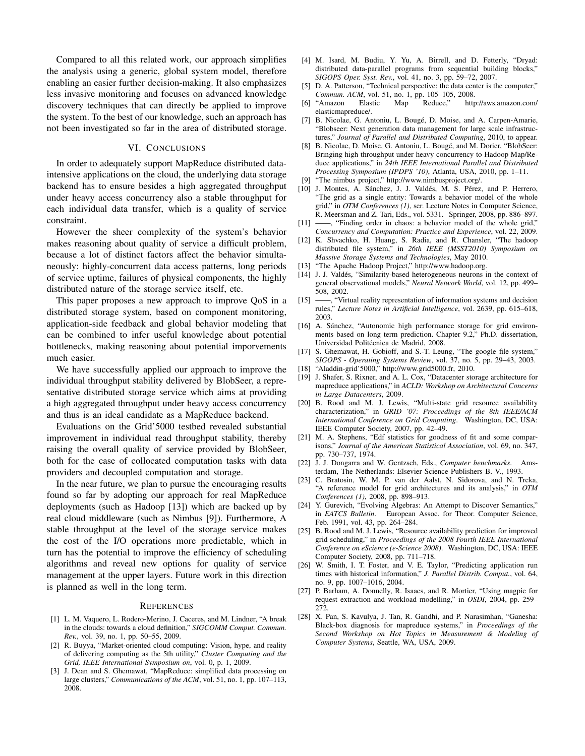Compared to all this related work, our approach simplifies the analysis using a generic, global system model, therefore enabling an easier further decision-making. It also emphasizes less invasive monitoring and focuses on advanced knowledge discovery techniques that can directly be applied to improve the system. To the best of our knowledge, such an approach has not been investigated so far in the area of distributed storage.

## VI. Conclusions

In order to adequately support MapReduce distributed data-intensive applications on the cloud, the underlying data storage backend has to ensure besides a high aggregated throughput under heavy access concurrency also a stable throughput for each individual data transfer, which is a quality of service constraint.

However the sheer complexity of the system's behavior makes reasoning about quality of service a difficult problem, because a lot of distinct factors affect the behavior simultaneously: highly-concurrent data access patterns, long periods of service uptime, failures of physical components, the highly distributed nature of the storage service itself, etc.

This paper proposes a new approach to improve QoS in a distributed storage system, based on component monitoring, application-side feedback and global behavior modeling that can be combined to infer useful knowledge about potential bottlenecks, making reasoning about potential imporvements much easier.

We have successfully applied our approach to improve the individual throughput stability delivered by BlobSeer, a representative distributed storage service which aims at providing a high aggregated throughput under heavy access concurrency and thus is an ideal candidate as a MapReduce backend.

Evaluations on the Grid'5000 testbed revealed substantial improvement in individual read throughput stability, thereby raising the overall quality of service provided by BlobSeer, both for the case of collocated computation tasks with data providers and decoupled computation and storage.

In the near future, we plan to pursue the encouraging results found so far by adopting our approach for real MapReduce deployments (such as Hadoop [13]) which are backed up by real cloud middleware (such as Nimbus [9]). Furthermore, A stable throughput at the level of the storage service makes the cost of the I/O operations more predictable, which in turn has the potential to improve the efficiency of scheduling algorithms and reveal new options for quality of service management at the upper layers. Future work in this direction is planned as well in the long term.

## References

[1] L. M. Vaquero, L. Rodero-Merino, J. Caceres, and M. Lindner, "A break in the clouds: towards a cloud definition," *SIGCOMM Comput. Commun. Rev.*, vol. 39, no. 1, pp. 50–55, 2009.

[2] R. Buyya, "Market-oriented cloud computing: Vision, hype, and reality of delivering computing as the 5th utility," *Cluster Computing and the Grid, IEEE International Symposium on*, vol. 0, p. 1, 2009.

[3] J. Dean and S. Ghemawat, "MapReduce: simplified data processing on large clusters," *Communications of the ACM*, vol. 51, no. 1, pp. 107–113, 2008.

[4] M. Isard, M. Budiu, Y. Yu, A. Birrell, and D. Fetterly, "Dryad: distributed data-parallel programs from sequential building blocks," *SIGOPS Oper. Syst. Rev.*, vol. 41, no. 3, pp. 59–72, 2007.

[5] D. A. Patterson, "Technical perspective: the data center is the computer," *Commun. ACM*, vol. 51, no. 1, pp. 105–105, 2008.

[6] "Amazon Elastic Map Reduce," http://aws.amazon.com/elasticmapreduce/.

[7] B. Nicolae, G. Antoniu, L. Bougé, D. Moise, and A. Carpen-Amarie, "Blobseer: Next generation data management for large scale infrastructures," *Journal of Parallel and Distributed Computing*, 2010, to appear.

[8] B. Nicolae, D. Moise, G. Antoniu, L. Bougé, and M. Dorier, "BlobSeer: Bringing high throughput under heavy concurrency to Hadoop Map/Reduce applications," in *24th IEEE International Parallel and Distributed Processing Symposium (IPDPS '10)*, Atlanta, USA, 2010, pp. 1–11.

[9] "The nimbus project," http://www.nimbusproject.org/.

[10] J. Montes, A. Sánchez, J. J. Valdés, M. S. Pérez, and P. Herrero, "The grid as a single entity: Towards a behavior model of the whole grid," in *OTM Conferences (1)*, ser. Lecture Notes in Computer Science, R. Meersman and Z. Tari, Eds., vol. 5331. Springer, 2008, pp. 886–897.

[11] ——, "Finding order in chaos: a behavior model of the whole grid," *Concurrency and Computation: Practice and Experience*, vol. 22, 2009.

[12] K. Shvachko, H. Huang, S. Radia, and R. Chansler, "The hadoop distributed file system," in *26th IEEE (MSST2010) Symposium on Massive Storage Systems and Technologies*, May 2010.

[13] "The Apache Hadoop Project," http://www.hadoop.org.

[14] J. J. Valdés, "Similarity-based heterogeneous neurons in the context of general observational models," *Neural Network World*, vol. 12, pp. 499–508, 2002.

[15] ——, "Virtual reality representation of information systems and decision rules," *Lecture Notes in Artificial Intelligence*, vol. 2639, pp. 615–618, 2003.

[16] A. Sánchez, "Autonomic high performance storage for grid environments based on long term prediction. Chapter 9.2," Ph.D. dissertation, Universidad Politécnica de Madrid, 2008.

[17] S. Ghemawat, H. Gobioff, and S.-T. Leung, "The google file system," *SIGOPS - Operating Systems Review*, vol. 37, no. 5, pp. 29–43, 2003.

[18] "Aladdin-grid'5000," http://www.grid5000.fr, 2010.

[19] J. Shafer, S. Rixner, and A. L. Cox, "Datacenter storage architecture for mapreduce applications," in *ACLD: Workshop on Architectural Concerns in Large Datacenters*, 2009.

[20] B. Rood and M. J. Lewis, "Multi-state grid resource availability characterization," in *GRID '07: Proceedings of the 8th IEEE/ACM International Conference on Grid Computing*. Washington, DC, USA: IEEE Computer Society, 2007, pp. 42–49.

[21] M. A. Stephens, "Edf statistics for goodness of fit and some comparisons," *Journal of the American Statistical Association*, vol. 69, no. 347, pp. 730–737, 1974.

[22] J. J. Dongarra and W. Gentzsch, Eds., *Computer benchmarks*. Amsterdam, The Netherlands: Elsevier Science Publishers B. V., 1993.

[23] C. Bratosin, W. M. P. van der Aalst, N. Sidorova, and N. Trcka, "A reference model for grid architectures and its analysis," in *OTM Conferences (1)*, 2008, pp. 898–913.

[24] Y. Gurevich, "Evolving Algebras: An Attempt to Discover Semantics," in *EATCS Bulletin*. European Assoc. for Theor. Computer Science, Feb. 1991, vol. 43, pp. 264–284.

[25] B. Rood and M. J. Lewis, "Resource availability prediction for improved grid scheduling," in *Proceedings of the 2008 Fourth IEEE International Conference on eScience (e-Science 2008)*. Washington, DC, USA: IEEE Computer Society, 2008, pp. 711–718.

[26] W. Smith, I. T. Foster, and V. E. Taylor, "Predicting application run times with historical information," *J. Parallel Distrib. Comput.*, vol. 64, no. 9, pp. 1007–1016, 2004.

[27] P. Barham, A. Donnelly, R. Isaacs, and R. Mortier, "Using magpie for request extraction and workload modelling," in *OSDI*, 2004, pp. 259–272.

[28] X. Pan, S. Kavulya, J. Tan, R. Gandhi, and P. Narasimhan, "Ganesha: Black-box diagnosis for mapreduce systems," in *Proceedings of the Second Workshop on Hot Topics in Measurement & Modeling of Computer Systems*, Seattle, WA, USA, 2009.